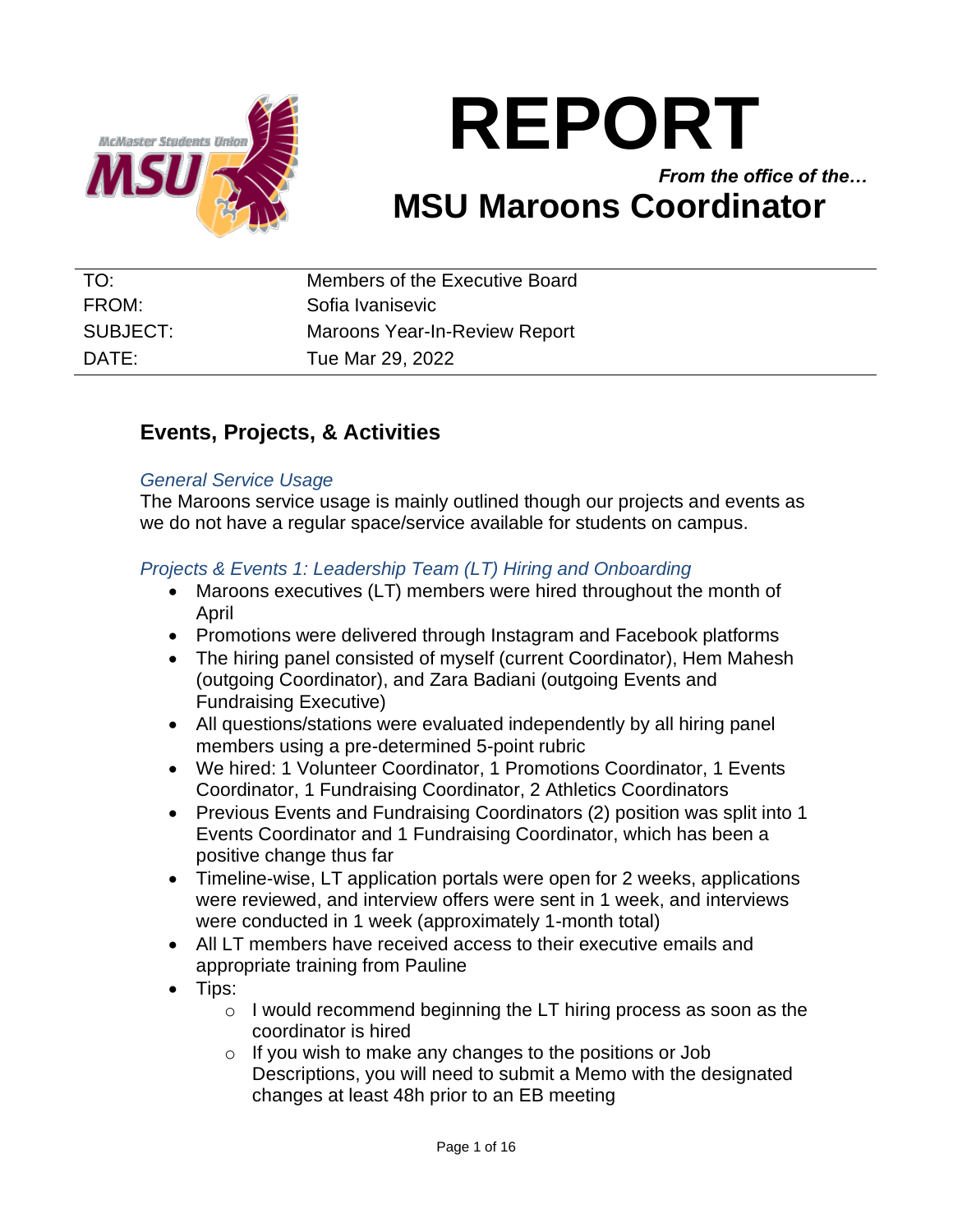# REPORT

***From the office of the…***

# MSU Maroons Coordinator

| | |
|---|---|
| TO: | Members of the Executive Board |
| FROM: | Sofia Ivanisevic |
| SUBJECT: | Maroons Year-In-Review Report |
| DATE: | Tue Mar 29, 2022 |

## Events, Projects, & Activities

### *General Service Usage*

The Maroons service usage is mainly outlined though our projects and events as we do not have a regular space/service available for students on campus.

### *Projects & Events 1: Leadership Team (LT) Hiring and Onboarding*

- Maroons executives (LT) members were hired throughout the month of April
- Promotions were delivered through Instagram and Facebook platforms
- The hiring panel consisted of myself (current Coordinator), Hem Mahesh (outgoing Coordinator), and Zara Badiani (outgoing Events and Fundraising Executive)
- All questions/stations were evaluated independently by all hiring panel members using a pre-determined 5-point rubric
- We hired: 1 Volunteer Coordinator, 1 Promotions Coordinator, 1 Events Coordinator, 1 Fundraising Coordinator, 2 Athletics Coordinators
- Previous Events and Fundraising Coordinators (2) position was split into 1 Events Coordinator and 1 Fundraising Coordinator, which has been a positive change thus far
- Timeline-wise, LT application portals were open for 2 weeks, applications were reviewed, and interview offers were sent in 1 week, and interviews were conducted in 1 week (approximately 1-month total)
- All LT members have received access to their executive emails and appropriate training from Pauline
- Tips:
  - I would recommend beginning the LT hiring process as soon as the coordinator is hired
  - If you wish to make any changes to the positions or Job Descriptions, you will need to submit a Memo with the designated changes at least 48h prior to an EB meeting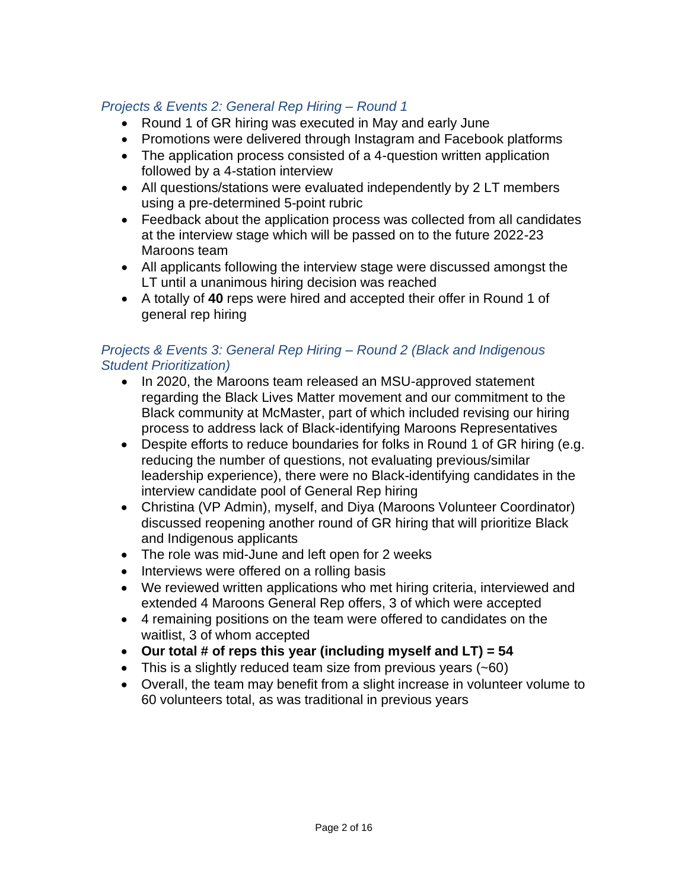### *Projects & Events 2: General Rep Hiring – Round 1*

- Round 1 of GR hiring was executed in May and early June
- Promotions were delivered through Instagram and Facebook platforms
- The application process consisted of a 4-question written application followed by a 4-station interview
- All questions/stations were evaluated independently by 2 LT members using a pre-determined 5-point rubric
- Feedback about the application process was collected from all candidates at the interview stage which will be passed on to the future 2022-23 Maroons team
- All applicants following the interview stage were discussed amongst the LT until a unanimous hiring decision was reached
- A totally of **40** reps were hired and accepted their offer in Round 1 of general rep hiring

### *Projects & Events 3: General Rep Hiring – Round 2 (Black and Indigenous Student Prioritization)*

- In 2020, the Maroons team released an MSU-approved statement regarding the Black Lives Matter movement and our commitment to the Black community at McMaster, part of which included revising our hiring process to address lack of Black-identifying Maroons Representatives
- Despite efforts to reduce boundaries for folks in Round 1 of GR hiring (e.g. reducing the number of questions, not evaluating previous/similar leadership experience), there were no Black-identifying candidates in the interview candidate pool of General Rep hiring
- Christina (VP Admin), myself, and Diya (Maroons Volunteer Coordinator) discussed reopening another round of GR hiring that will prioritize Black and Indigenous applicants
- The role was mid-June and left open for 2 weeks
- Interviews were offered on a rolling basis
- We reviewed written applications who met hiring criteria, interviewed and extended 4 Maroons General Rep offers, 3 of which were accepted
- 4 remaining positions on the team were offered to candidates on the waitlist, 3 of whom accepted
- **Our total # of reps this year (including myself and LT) = 54**
- This is a slightly reduced team size from previous years (~60)
- Overall, the team may benefit from a slight increase in volunteer volume to 60 volunteers total, as was traditional in previous years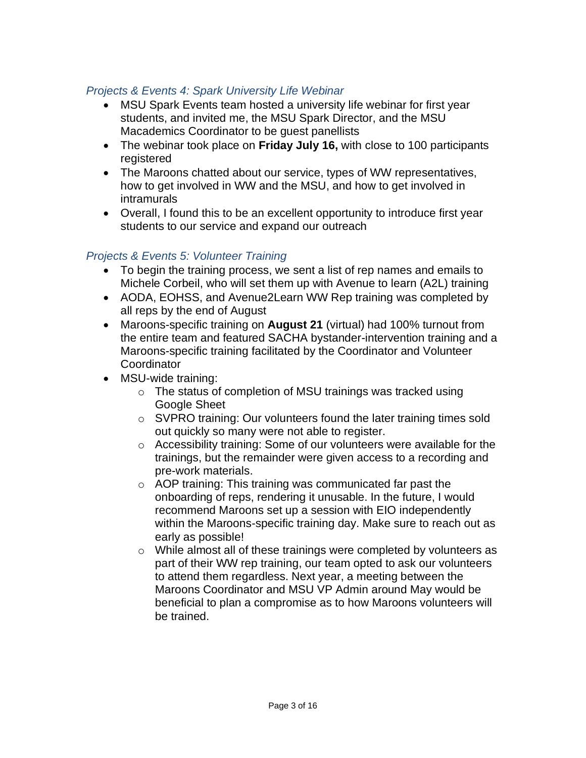### *Projects & Events 4: Spark University Life Webinar*

- MSU Spark Events team hosted a university life webinar for first year students, and invited me, the MSU Spark Director, and the MSU Macademics Coordinator to be guest panellists
- The webinar took place on **Friday July 16,** with close to 100 participants registered
- The Maroons chatted about our service, types of WW representatives, how to get involved in WW and the MSU, and how to get involved in intramurals
- Overall, I found this to be an excellent opportunity to introduce first year students to our service and expand our outreach

### *Projects & Events 5: Volunteer Training*

- To begin the training process, we sent a list of rep names and emails to Michele Corbeil, who will set them up with Avenue to learn (A2L) training
- AODA, EOHSS, and Avenue2Learn WW Rep training was completed by all reps by the end of August
- Maroons-specific training on **August 21** (virtual) had 100% turnout from the entire team and featured SACHA bystander-intervention training and a Maroons-specific training facilitated by the Coordinator and Volunteer Coordinator
- MSU-wide training:
    - The status of completion of MSU trainings was tracked using Google Sheet
    - SVPRO training: Our volunteers found the later training times sold out quickly so many were not able to register.
    - Accessibility training: Some of our volunteers were available for the trainings, but the remainder were given access to a recording and pre-work materials.
    - AOP training: This training was communicated far past the onboarding of reps, rendering it unusable. In the future, I would recommend Maroons set up a session with EIO independently within the Maroons-specific training day. Make sure to reach out as early as possible!
    - While almost all of these trainings were completed by volunteers as part of their WW rep training, our team opted to ask our volunteers to attend them regardless. Next year, a meeting between the Maroons Coordinator and MSU VP Admin around May would be beneficial to plan a compromise as to how Maroons volunteers will be trained.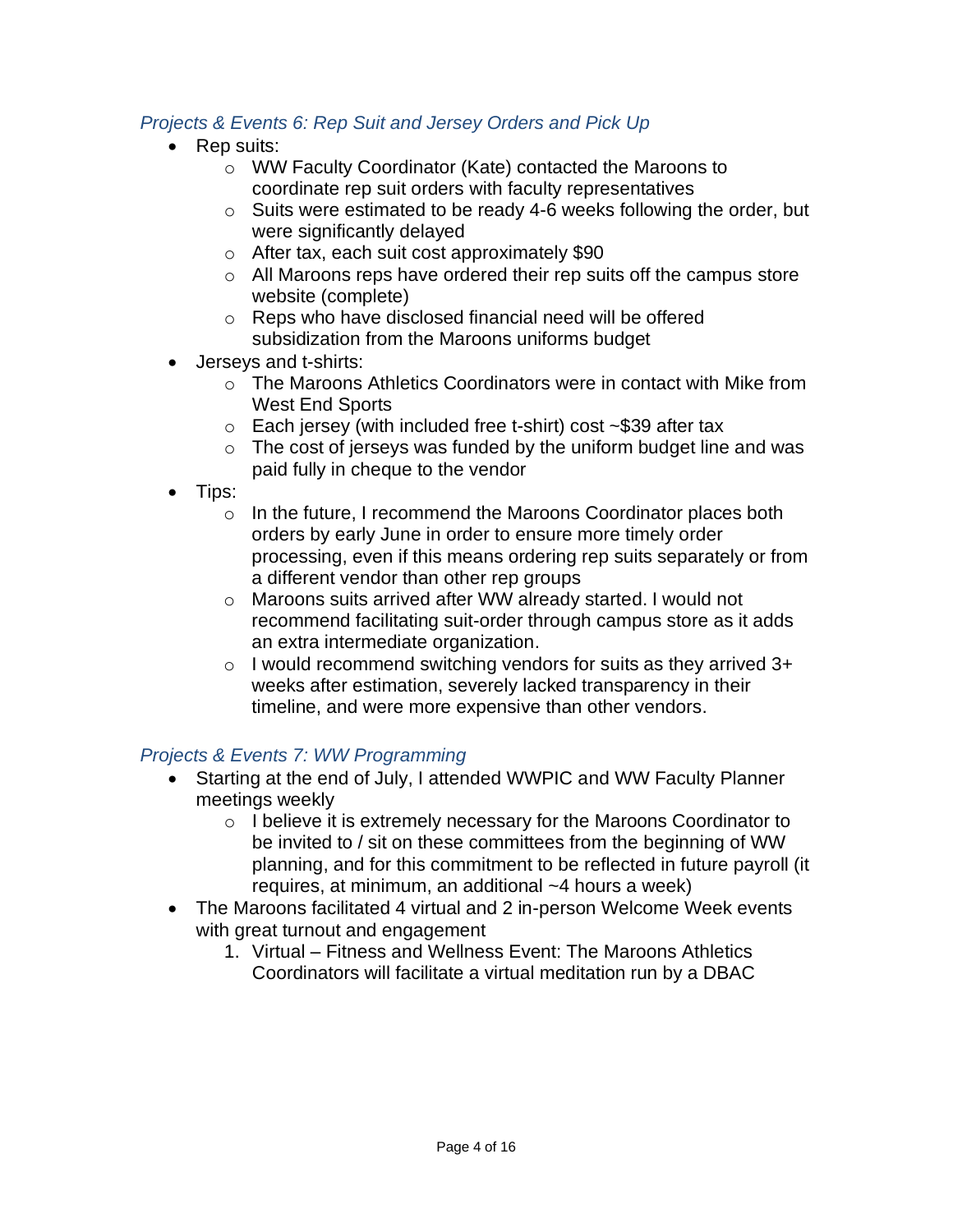### *Projects & Events 6: Rep Suit and Jersey Orders and Pick Up*

- Rep suits:
  - WW Faculty Coordinator (Kate) contacted the Maroons to coordinate rep suit orders with faculty representatives
  - Suits were estimated to be ready 4-6 weeks following the order, but were significantly delayed
  - After tax, each suit cost approximately $90
  - All Maroons reps have ordered their rep suits off the campus store website (complete)
  - Reps who have disclosed financial need will be offered subsidization from the Maroons uniforms budget
- Jerseys and t-shirts:
  - The Maroons Athletics Coordinators were in contact with Mike from West End Sports
  - Each jersey (with included free t-shirt) cost ~$39 after tax
  - The cost of jerseys was funded by the uniform budget line and was paid fully in cheque to the vendor
- Tips:
  - In the future, I recommend the Maroons Coordinator places both orders by early June in order to ensure more timely order processing, even if this means ordering rep suits separately or from a different vendor than other rep groups
  - Maroons suits arrived after WW already started. I would not recommend facilitating suit-order through campus store as it adds an extra intermediate organization.
  - I would recommend switching vendors for suits as they arrived 3+ weeks after estimation, severely lacked transparency in their timeline, and were more expensive than other vendors.

### *Projects & Events 7: WW Programming*

- Starting at the end of July, I attended WWPIC and WW Faculty Planner meetings weekly
  - I believe it is extremely necessary for the Maroons Coordinator to be invited to / sit on these committees from the beginning of WW planning, and for this commitment to be reflected in future payroll (it requires, at minimum, an additional ~4 hours a week)
- The Maroons facilitated 4 virtual and 2 in-person Welcome Week events with great turnout and engagement
  1. Virtual – Fitness and Wellness Event: The Maroons Athletics Coordinators will facilitate a virtual meditation run by a DBAC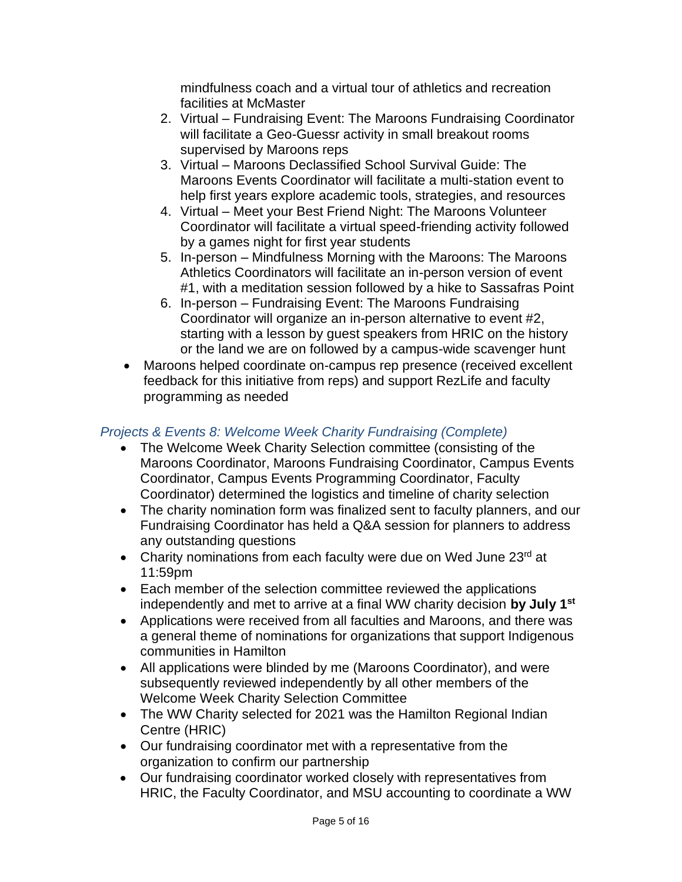mindfulness coach and a virtual tour of athletics and recreation facilities at McMaster

2. Virtual – Fundraising Event: The Maroons Fundraising Coordinator will facilitate a Geo-Guessr activity in small breakout rooms supervised by Maroons reps
3. Virtual – Maroons Declassified School Survival Guide: The Maroons Events Coordinator will facilitate a multi-station event to help first years explore academic tools, strategies, and resources
4. Virtual – Meet your Best Friend Night: The Maroons Volunteer Coordinator will facilitate a virtual speed-friending activity followed by a games night for first year students
5. In-person – Mindfulness Morning with the Maroons: The Maroons Athletics Coordinators will facilitate an in-person version of event #1, with a meditation session followed by a hike to Sassafras Point
6. In-person – Fundraising Event: The Maroons Fundraising Coordinator will organize an in-person alternative to event #2, starting with a lesson by guest speakers from HRIC on the history or the land we are on followed by a campus-wide scavenger hunt

- Maroons helped coordinate on-campus rep presence (received excellent feedback for this initiative from reps) and support RezLife and faculty programming as needed

### *Projects & Events 8: Welcome Week Charity Fundraising (Complete)*

- The Welcome Week Charity Selection committee (consisting of the Maroons Coordinator, Maroons Fundraising Coordinator, Campus Events Coordinator, Campus Events Programming Coordinator, Faculty Coordinator) determined the logistics and timeline of charity selection
- The charity nomination form was finalized sent to faculty planners, and our Fundraising Coordinator has held a Q&A session for planners to address any outstanding questions
- Charity nominations from each faculty were due on Wed June 23rd at 11:59pm
- Each member of the selection committee reviewed the applications independently and met to arrive at a final WW charity decision **by July 1st**
- Applications were received from all faculties and Maroons, and there was a general theme of nominations for organizations that support Indigenous communities in Hamilton
- All applications were blinded by me (Maroons Coordinator), and were subsequently reviewed independently by all other members of the Welcome Week Charity Selection Committee
- The WW Charity selected for 2021 was the Hamilton Regional Indian Centre (HRIC)
- Our fundraising coordinator met with a representative from the organization to confirm our partnership
- Our fundraising coordinator worked closely with representatives from HRIC, the Faculty Coordinator, and MSU accounting to coordinate a WW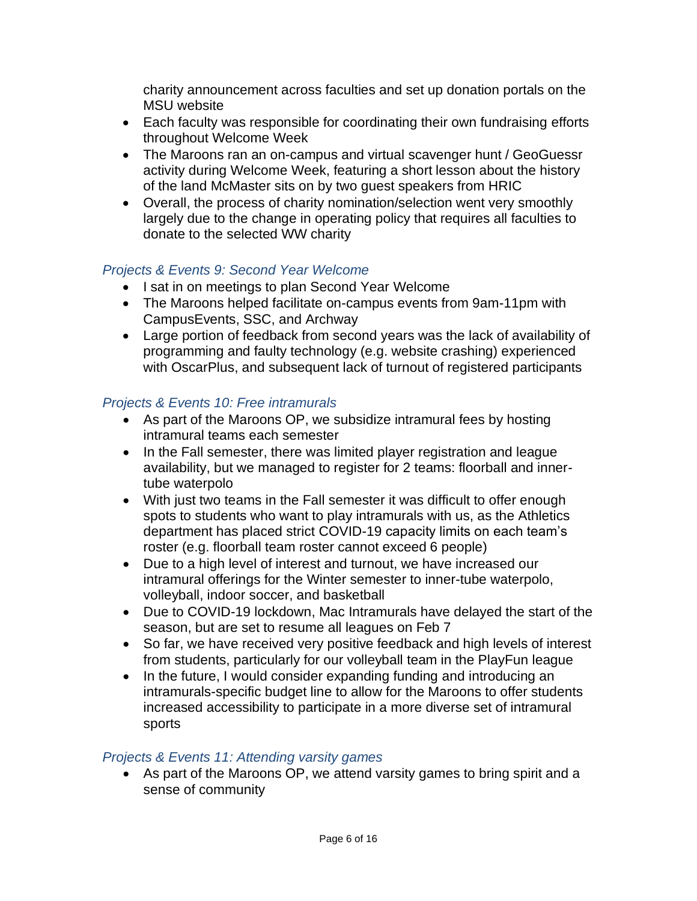charity announcement across faculties and set up donation portals on the MSU website

- Each faculty was responsible for coordinating their own fundraising efforts throughout Welcome Week
- The Maroons ran an on-campus and virtual scavenger hunt / GeoGuessr activity during Welcome Week, featuring a short lesson about the history of the land McMaster sits on by two guest speakers from HRIC
- Overall, the process of charity nomination/selection went very smoothly largely due to the change in operating policy that requires all faculties to donate to the selected WW charity

### *Projects & Events 9: Second Year Welcome*

- I sat in on meetings to plan Second Year Welcome
- The Maroons helped facilitate on-campus events from 9am-11pm with CampusEvents, SSC, and Archway
- Large portion of feedback from second years was the lack of availability of programming and faulty technology (e.g. website crashing) experienced with OscarPlus, and subsequent lack of turnout of registered participants

### *Projects & Events 10: Free intramurals*

- As part of the Maroons OP, we subsidize intramural fees by hosting intramural teams each semester
- In the Fall semester, there was limited player registration and league availability, but we managed to register for 2 teams: floorball and inner-tube waterpolo
- With just two teams in the Fall semester it was difficult to offer enough spots to students who want to play intramurals with us, as the Athletics department has placed strict COVID-19 capacity limits on each team's roster (e.g. floorball team roster cannot exceed 6 people)
- Due to a high level of interest and turnout, we have increased our intramural offerings for the Winter semester to inner-tube waterpolo, volleyball, indoor soccer, and basketball
- Due to COVID-19 lockdown, Mac Intramurals have delayed the start of the season, but are set to resume all leagues on Feb 7
- So far, we have received very positive feedback and high levels of interest from students, particularly for our volleyball team in the PlayFun league
- In the future, I would consider expanding funding and introducing an intramurals-specific budget line to allow for the Maroons to offer students increased accessibility to participate in a more diverse set of intramural sports

### *Projects & Events 11: Attending varsity games*

- As part of the Maroons OP, we attend varsity games to bring spirit and a sense of community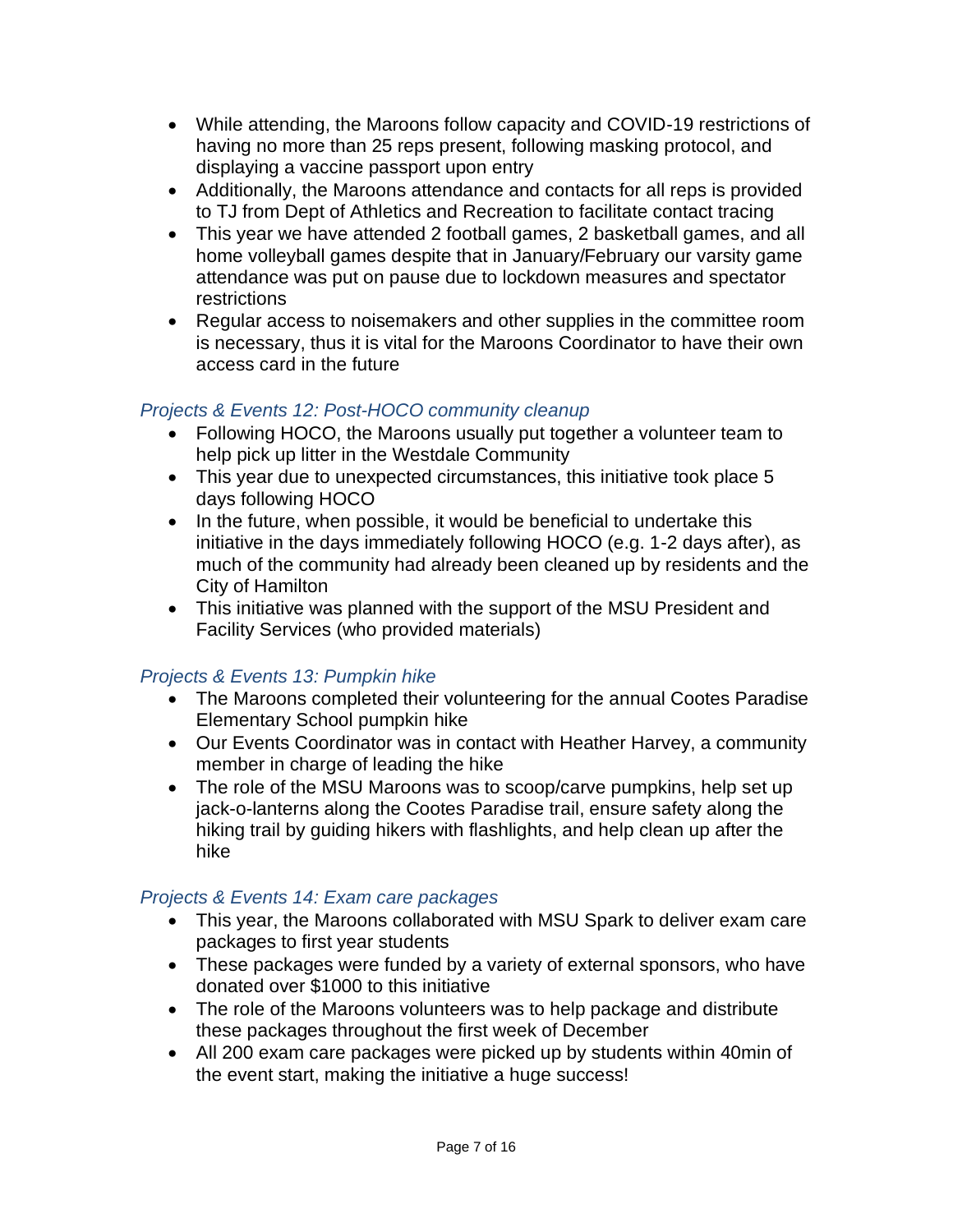- While attending, the Maroons follow capacity and COVID-19 restrictions of having no more than 25 reps present, following masking protocol, and displaying a vaccine passport upon entry
- Additionally, the Maroons attendance and contacts for all reps is provided to TJ from Dept of Athletics and Recreation to facilitate contact tracing
- This year we have attended 2 football games, 2 basketball games, and all home volleyball games despite that in January/February our varsity game attendance was put on pause due to lockdown measures and spectator restrictions
- Regular access to noisemakers and other supplies in the committee room is necessary, thus it is vital for the Maroons Coordinator to have their own access card in the future

### *Projects & Events 12: Post-HOCO community cleanup*

- Following HOCO, the Maroons usually put together a volunteer team to help pick up litter in the Westdale Community
- This year due to unexpected circumstances, this initiative took place 5 days following HOCO
- In the future, when possible, it would be beneficial to undertake this initiative in the days immediately following HOCO (e.g. 1-2 days after), as much of the community had already been cleaned up by residents and the City of Hamilton
- This initiative was planned with the support of the MSU President and Facility Services (who provided materials)

### *Projects & Events 13: Pumpkin hike*

- The Maroons completed their volunteering for the annual Cootes Paradise Elementary School pumpkin hike
- Our Events Coordinator was in contact with Heather Harvey, a community member in charge of leading the hike
- The role of the MSU Maroons was to scoop/carve pumpkins, help set up jack-o-lanterns along the Cootes Paradise trail, ensure safety along the hiking trail by guiding hikers with flashlights, and help clean up after the hike

### *Projects & Events 14: Exam care packages*

- This year, the Maroons collaborated with MSU Spark to deliver exam care packages to first year students
- These packages were funded by a variety of external sponsors, who have donated over $1000 to this initiative
- The role of the Maroons volunteers was to help package and distribute these packages throughout the first week of December
- All 200 exam care packages were picked up by students within 40min of the event start, making the initiative a huge success!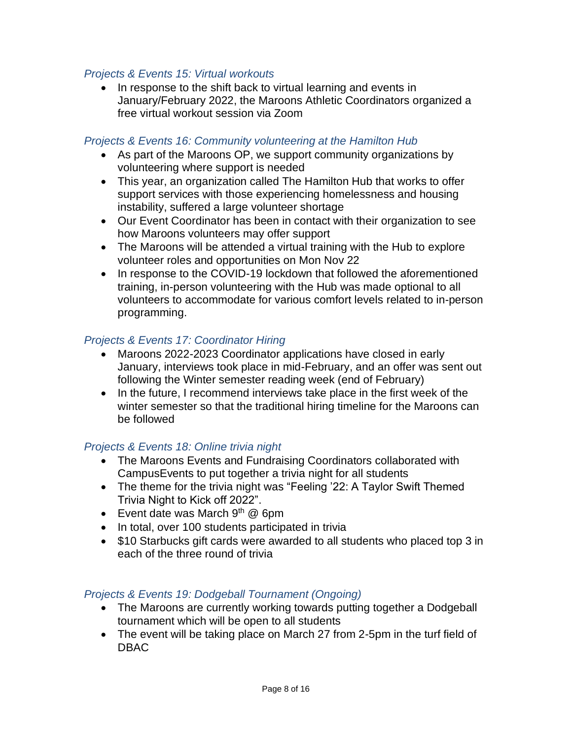### *Projects & Events 15: Virtual workouts*

- In response to the shift back to virtual learning and events in January/February 2022, the Maroons Athletic Coordinators organized a free virtual workout session via Zoom

### *Projects & Events 16: Community volunteering at the Hamilton Hub*

- As part of the Maroons OP, we support community organizations by volunteering where support is needed
- This year, an organization called The Hamilton Hub that works to offer support services with those experiencing homelessness and housing instability, suffered a large volunteer shortage
- Our Event Coordinator has been in contact with their organization to see how Maroons volunteers may offer support
- The Maroons will be attended a virtual training with the Hub to explore volunteer roles and opportunities on Mon Nov 22
- In response to the COVID-19 lockdown that followed the aforementioned training, in-person volunteering with the Hub was made optional to all volunteers to accommodate for various comfort levels related to in-person programming.

### *Projects & Events 17: Coordinator Hiring*

- Maroons 2022-2023 Coordinator applications have closed in early January, interviews took place in mid-February, and an offer was sent out following the Winter semester reading week (end of February)
- In the future, I recommend interviews take place in the first week of the winter semester so that the traditional hiring timeline for the Maroons can be followed

### *Projects & Events 18: Online trivia night*

- The Maroons Events and Fundraising Coordinators collaborated with CampusEvents to put together a trivia night for all students
- The theme for the trivia night was "Feeling '22: A Taylor Swift Themed Trivia Night to Kick off 2022".
- Event date was March 9th @ 6pm
- In total, over 100 students participated in trivia
- $10 Starbucks gift cards were awarded to all students who placed top 3 in each of the three round of trivia

### *Projects & Events 19: Dodgeball Tournament (Ongoing)*

- The Maroons are currently working towards putting together a Dodgeball tournament which will be open to all students
- The event will be taking place on March 27 from 2-5pm in the turf field of DBAC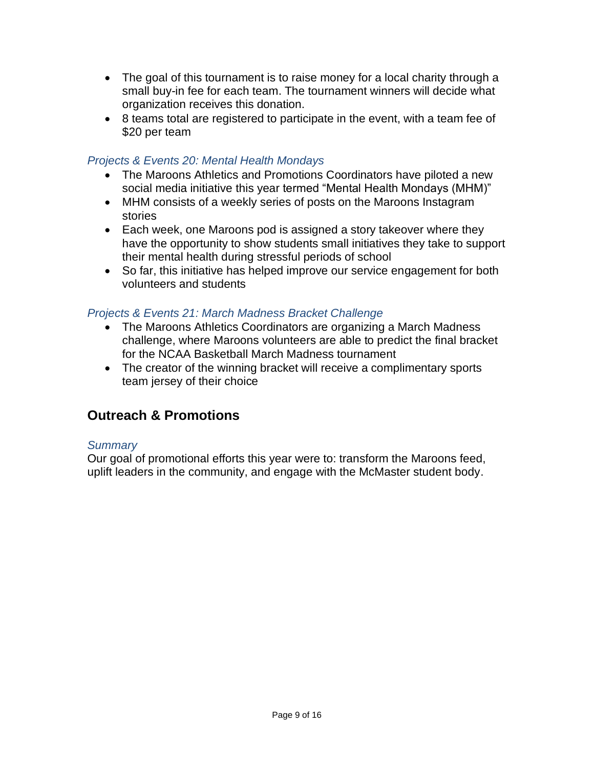- The goal of this tournament is to raise money for a local charity through a small buy-in fee for each team. The tournament winners will decide what organization receives this donation.
- 8 teams total are registered to participate in the event, with a team fee of $20 per team

### *Projects & Events 20: Mental Health Mondays*

- The Maroons Athletics and Promotions Coordinators have piloted a new social media initiative this year termed “Mental Health Mondays (MHM)”
- MHM consists of a weekly series of posts on the Maroons Instagram stories
- Each week, one Maroons pod is assigned a story takeover where they have the opportunity to show students small initiatives they take to support their mental health during stressful periods of school
- So far, this initiative has helped improve our service engagement for both volunteers and students

### *Projects & Events 21: March Madness Bracket Challenge*

- The Maroons Athletics Coordinators are organizing a March Madness challenge, where Maroons volunteers are able to predict the final bracket for the NCAA Basketball March Madness tournament
- The creator of the winning bracket will receive a complimentary sports team jersey of their choice

## Outreach & Promotions

### *Summary*

Our goal of promotional efforts this year were to: transform the Maroons feed, uplift leaders in the community, and engage with the McMaster student body.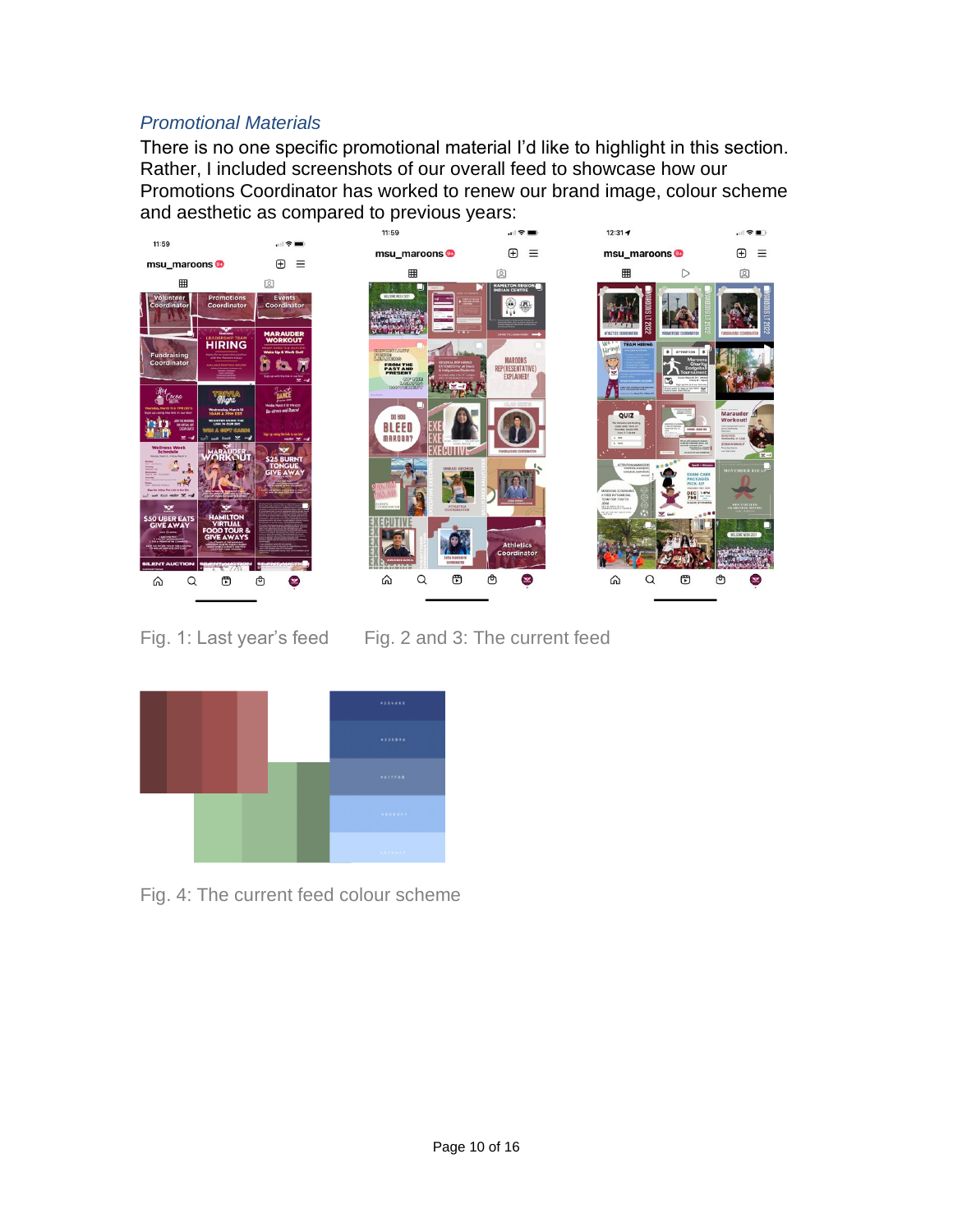### *Promotional Materials*

There is no one specific promotional material I'd like to highlight in this section. Rather, I included screenshots of our overall feed to showcase how our Promotions Coordinator has worked to renew our brand image, colour scheme and aesthetic as compared to previous years:

Fig. 1: Last year's feed    Fig. 2 and 3: The current feed

Fig. 4: The current feed colour scheme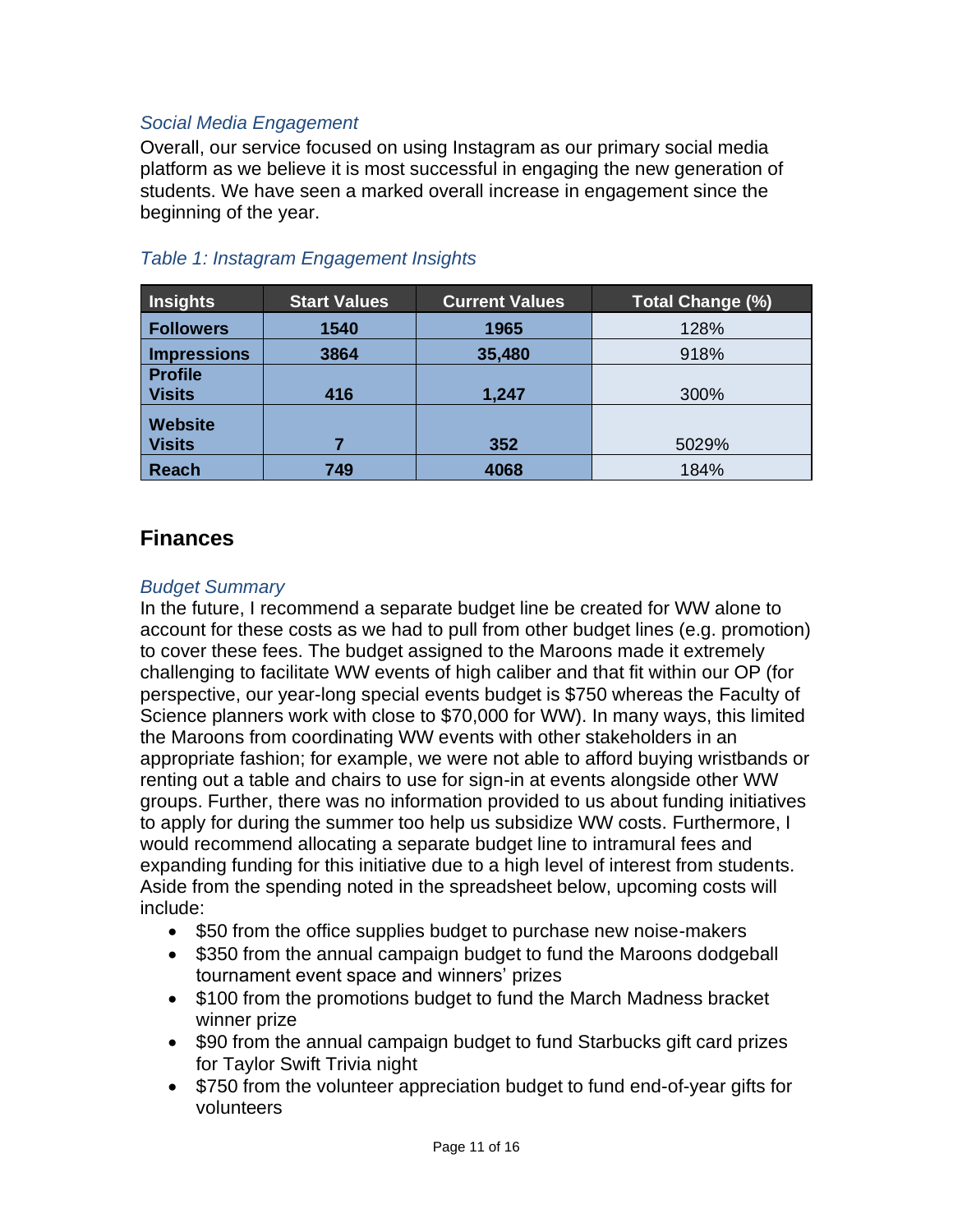*Social Media Engagement*

Overall, our service focused on using Instagram as our primary social media platform as we believe it is most successful in engaging the new generation of students. We have seen a marked overall increase in engagement since the beginning of the year.

*Table 1: Instagram Engagement Insights*

| Insights | Start Values | Current Values | Total Change (%) |
|---|---|---|---|
| **Followers** | **1540** | **1965** | 128% |
| **Impressions** | **3864** | **35,480** | 918% |
| **Profile Visits** | **416** | **1,247** | 300% |
| **Website Visits** | **7** | **352** | 5029% |
| **Reach** | **749** | **4068** | 184% |

## Finances

*Budget Summary*

In the future, I recommend a separate budget line be created for WW alone to account for these costs as we had to pull from other budget lines (e.g. promotion) to cover these fees. The budget assigned to the Maroons made it extremely challenging to facilitate WW events of high caliber and that fit within our OP (for perspective, our year-long special events budget is $750 whereas the Faculty of Science planners work with close to $70,000 for WW). In many ways, this limited the Maroons from coordinating WW events with other stakeholders in an appropriate fashion; for example, we were not able to afford buying wristbands or renting out a table and chairs to use for sign-in at events alongside other WW groups. Further, there was no information provided to us about funding initiatives to apply for during the summer too help us subsidize WW costs. Furthermore, I would recommend allocating a separate budget line to intramural fees and expanding funding for this initiative due to a high level of interest from students. Aside from the spending noted in the spreadsheet below, upcoming costs will include:

- $50 from the office supplies budget to purchase new noise-makers
- $350 from the annual campaign budget to fund the Maroons dodgeball tournament event space and winners' prizes
- $100 from the promotions budget to fund the March Madness bracket winner prize
- $90 from the annual campaign budget to fund Starbucks gift card prizes for Taylor Swift Trivia night
- $750 from the volunteer appreciation budget to fund end-of-year gifts for volunteers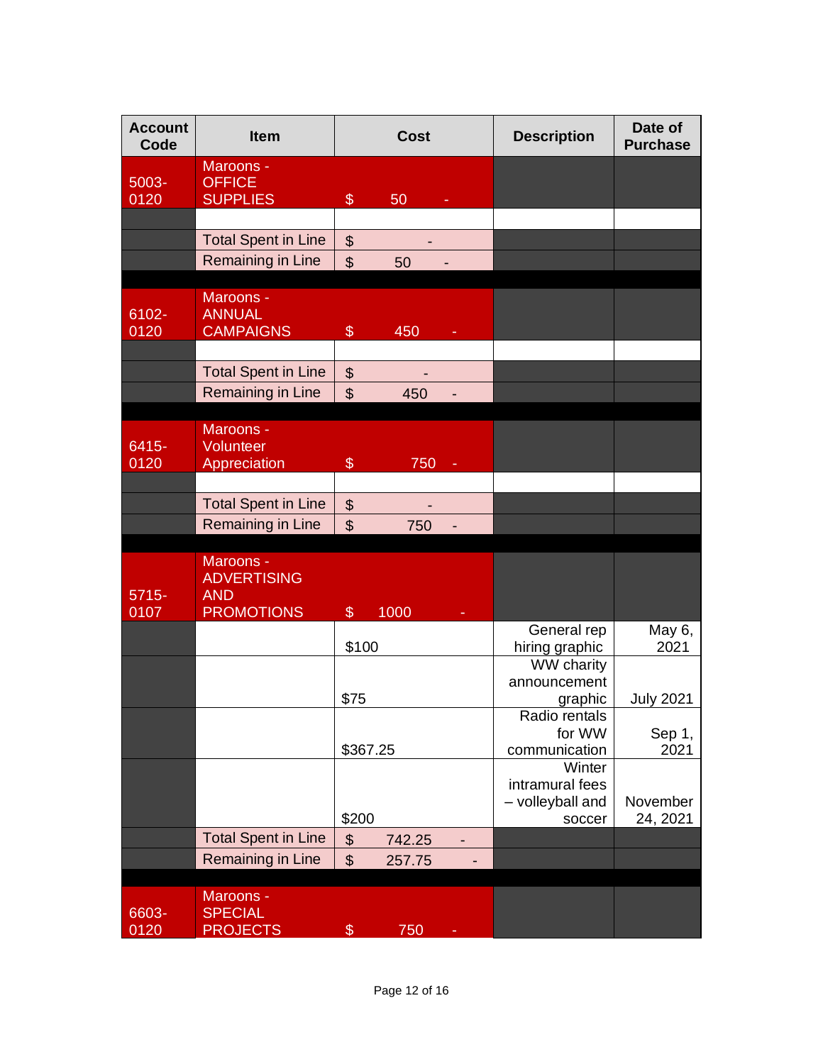| Account Code | Item | Cost | Description | Date of Purchase |
| --- | --- | --- | --- | --- |
| 5003-0120 | Maroons - OFFICE SUPPLIES | $ 50 - | | |
| | | | | |
| | Total Spent in Line | $ - | | |
| | Remaining in Line | $ 50 - | | |
| | | | | |
| 6102-0120 | Maroons - ANNUAL CAMPAIGNS | $ 450 - | | |
| | | | | |
| | Total Spent in Line | $ - | | |
| | Remaining in Line | $ 450 - | | |
| | | | | |
| 6415-0120 | Maroons - Volunteer Appreciation | $ 750 - | | |
| | | | | |
| | Total Spent in Line | $ - | | |
| | Remaining in Line | $ 750 - | | |
| | | | | |
| 5715-0107 | Maroons - ADVERTISING AND PROMOTIONS | $ 1000 - | | |
| | | $100 | General rep hiring graphic | May 6, 2021 |
| | | $75 | WW charity announcement graphic | July 2021 |
| | | $367.25 | Radio rentals for WW communication | Sep 1, 2021 |
| | | $200 | Winter intramural fees – volleyball and soccer | November 24, 2021 |
| | Total Spent in Line | $ 742.25 - | | |
| | Remaining in Line | $ 257.75 - | | |
| | | | | |
| 6603-0120 | Maroons - SPECIAL PROJECTS | $ 750 - | | |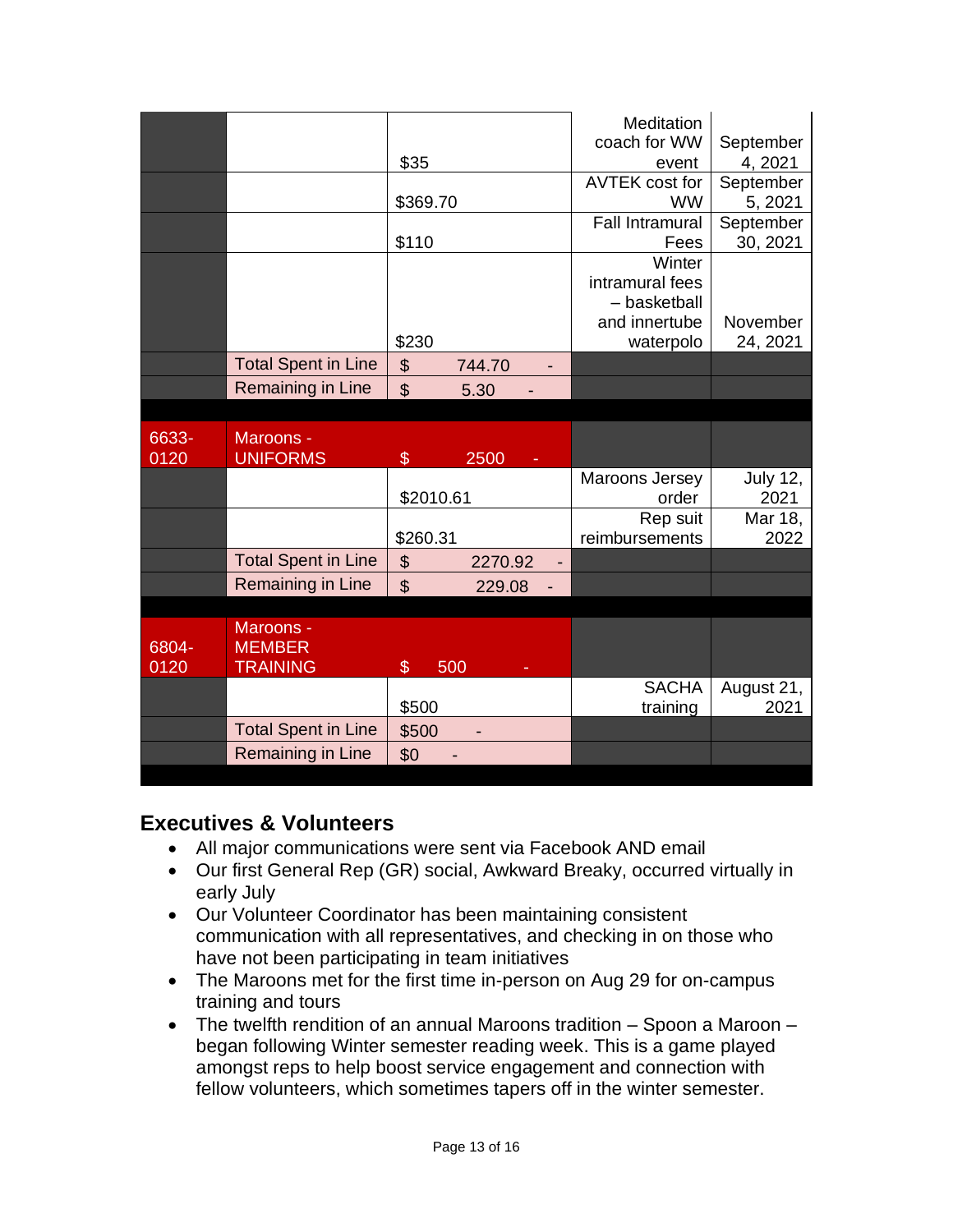| | | | | |
|---|---|---|---|---|
| | | $35 | Meditation coach for WW event | September 4, 2021 |
| | | $369.70 | AVTEK cost for WW | September 5, 2021 |
| | | $110 | Fall Intramural Fees | September 30, 2021 |
| | | $230 | Winter intramural fees – basketball and innertube waterpolo | November 24, 2021 |
| | Total Spent in Line | $ 744.70 - | | |
| | Remaining in Line | $ 5.30 - | | |
| | | | | |
| 6633-0120 | Maroons - UNIFORMS | $ 2500 - | | |
| | | $2010.61 | Maroons Jersey order | July 12, 2021 |
| | | $260.31 | Rep suit reimbursements | Mar 18, 2022 |
| | Total Spent in Line | $ 2270.92 - | | |
| | Remaining in Line | $ 229.08 - | | |
| | | | | |
| 6804-0120 | Maroons - MEMBER TRAINING | $ 500 - | | |
| | | $500 | SACHA training | August 21, 2021 |
| | Total Spent in Line | $500 - | | |
| | Remaining in Line | $0 - | | |

## Executives & Volunteers

- All major communications were sent via Facebook AND email
- Our first General Rep (GR) social, Awkward Breaky, occurred virtually in early July
- Our Volunteer Coordinator has been maintaining consistent communication with all representatives, and checking in on those who have not been participating in team initiatives
- The Maroons met for the first time in-person on Aug 29 for on-campus training and tours
- The twelfth rendition of an annual Maroons tradition – Spoon a Maroon – began following Winter semester reading week. This is a game played amongst reps to help boost service engagement and connection with fellow volunteers, which sometimes tapers off in the winter semester.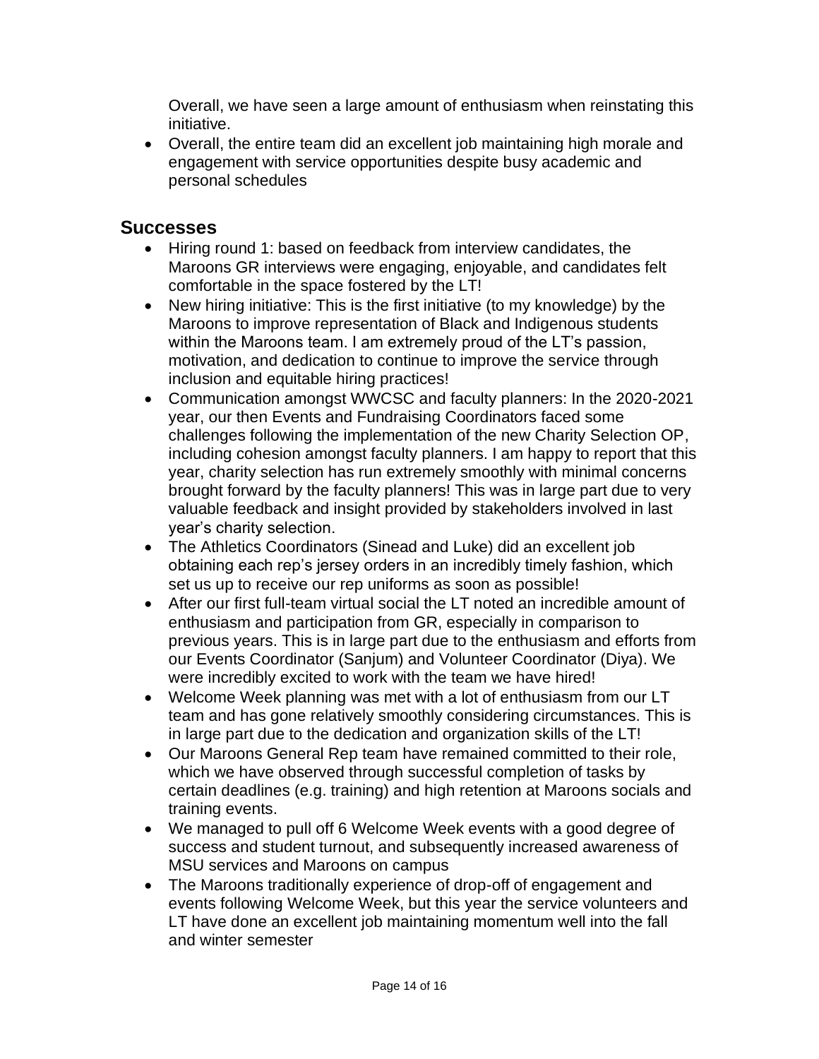Overall, we have seen a large amount of enthusiasm when reinstating this initiative.

- Overall, the entire team did an excellent job maintaining high morale and engagement with service opportunities despite busy academic and personal schedules

## Successes

- Hiring round 1: based on feedback from interview candidates, the Maroons GR interviews were engaging, enjoyable, and candidates felt comfortable in the space fostered by the LT!
- New hiring initiative: This is the first initiative (to my knowledge) by the Maroons to improve representation of Black and Indigenous students within the Maroons team. I am extremely proud of the LT's passion, motivation, and dedication to continue to improve the service through inclusion and equitable hiring practices!
- Communication amongst WWCSC and faculty planners: In the 2020-2021 year, our then Events and Fundraising Coordinators faced some challenges following the implementation of the new Charity Selection OP, including cohesion amongst faculty planners. I am happy to report that this year, charity selection has run extremely smoothly with minimal concerns brought forward by the faculty planners! This was in large part due to very valuable feedback and insight provided by stakeholders involved in last year's charity selection.
- The Athletics Coordinators (Sinead and Luke) did an excellent job obtaining each rep's jersey orders in an incredibly timely fashion, which set us up to receive our rep uniforms as soon as possible!
- After our first full-team virtual social the LT noted an incredible amount of enthusiasm and participation from GR, especially in comparison to previous years. This is in large part due to the enthusiasm and efforts from our Events Coordinator (Sanjum) and Volunteer Coordinator (Diya). We were incredibly excited to work with the team we have hired!
- Welcome Week planning was met with a lot of enthusiasm from our LT team and has gone relatively smoothly considering circumstances. This is in large part due to the dedication and organization skills of the LT!
- Our Maroons General Rep team have remained committed to their role, which we have observed through successful completion of tasks by certain deadlines (e.g. training) and high retention at Maroons socials and training events.
- We managed to pull off 6 Welcome Week events with a good degree of success and student turnout, and subsequently increased awareness of MSU services and Maroons on campus
- The Maroons traditionally experience of drop-off of engagement and events following Welcome Week, but this year the service volunteers and LT have done an excellent job maintaining momentum well into the fall and winter semester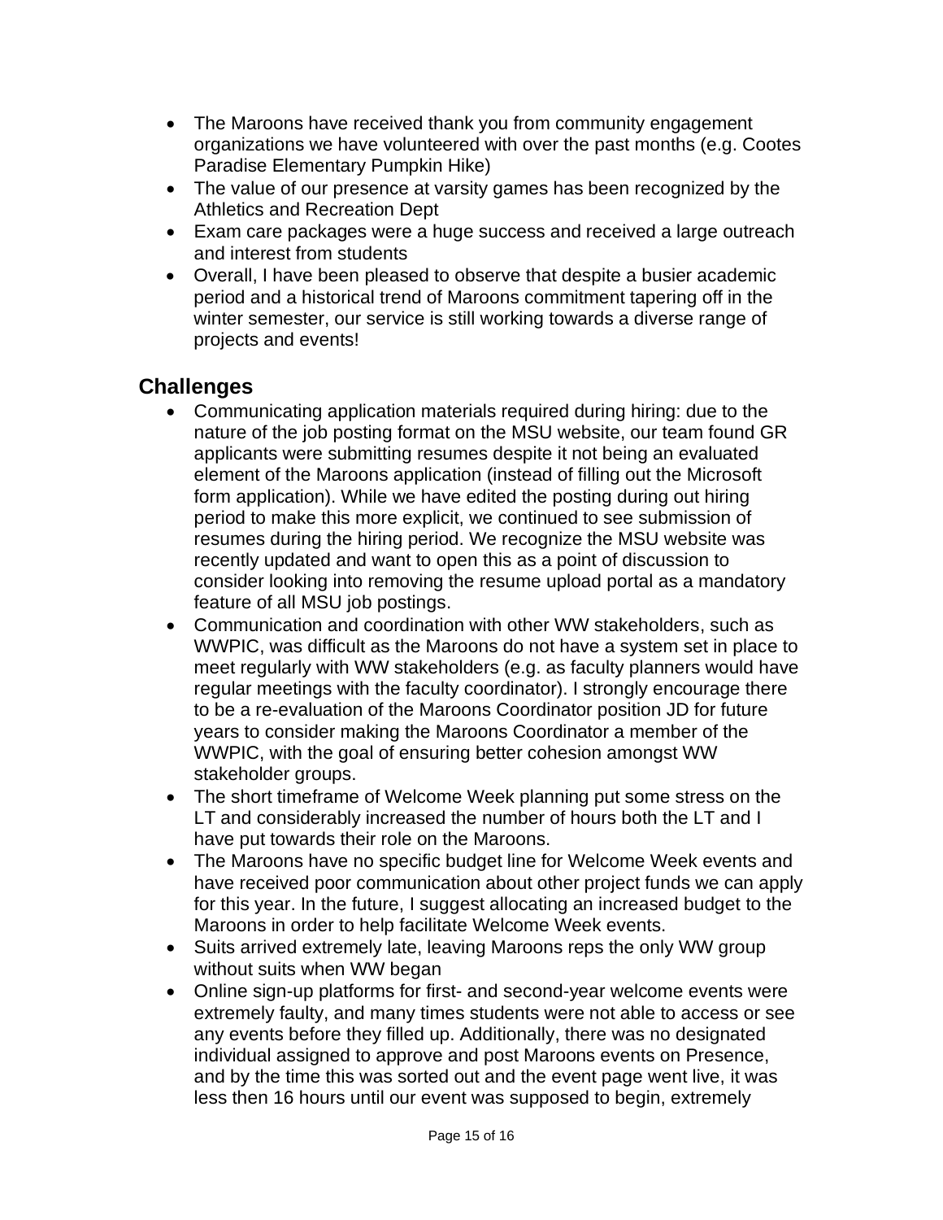- The Maroons have received thank you from community engagement organizations we have volunteered with over the past months (e.g. Cootes Paradise Elementary Pumpkin Hike)
- The value of our presence at varsity games has been recognized by the Athletics and Recreation Dept
- Exam care packages were a huge success and received a large outreach and interest from students
- Overall, I have been pleased to observe that despite a busier academic period and a historical trend of Maroons commitment tapering off in the winter semester, our service is still working towards a diverse range of projects and events!

## Challenges

- Communicating application materials required during hiring: due to the nature of the job posting format on the MSU website, our team found GR applicants were submitting resumes despite it not being an evaluated element of the Maroons application (instead of filling out the Microsoft form application). While we have edited the posting during out hiring period to make this more explicit, we continued to see submission of resumes during the hiring period. We recognize the MSU website was recently updated and want to open this as a point of discussion to consider looking into removing the resume upload portal as a mandatory feature of all MSU job postings.
- Communication and coordination with other WW stakeholders, such as WWPIC, was difficult as the Maroons do not have a system set in place to meet regularly with WW stakeholders (e.g. as faculty planners would have regular meetings with the faculty coordinator). I strongly encourage there to be a re-evaluation of the Maroons Coordinator position JD for future years to consider making the Maroons Coordinator a member of the WWPIC, with the goal of ensuring better cohesion amongst WW stakeholder groups.
- The short timeframe of Welcome Week planning put some stress on the LT and considerably increased the number of hours both the LT and I have put towards their role on the Maroons.
- The Maroons have no specific budget line for Welcome Week events and have received poor communication about other project funds we can apply for this year. In the future, I suggest allocating an increased budget to the Maroons in order to help facilitate Welcome Week events.
- Suits arrived extremely late, leaving Maroons reps the only WW group without suits when WW began
- Online sign-up platforms for first- and second-year welcome events were extremely faulty, and many times students were not able to access or see any events before they filled up. Additionally, there was no designated individual assigned to approve and post Maroons events on Presence, and by the time this was sorted out and the event page went live, it was less then 16 hours until our event was supposed to begin, extremely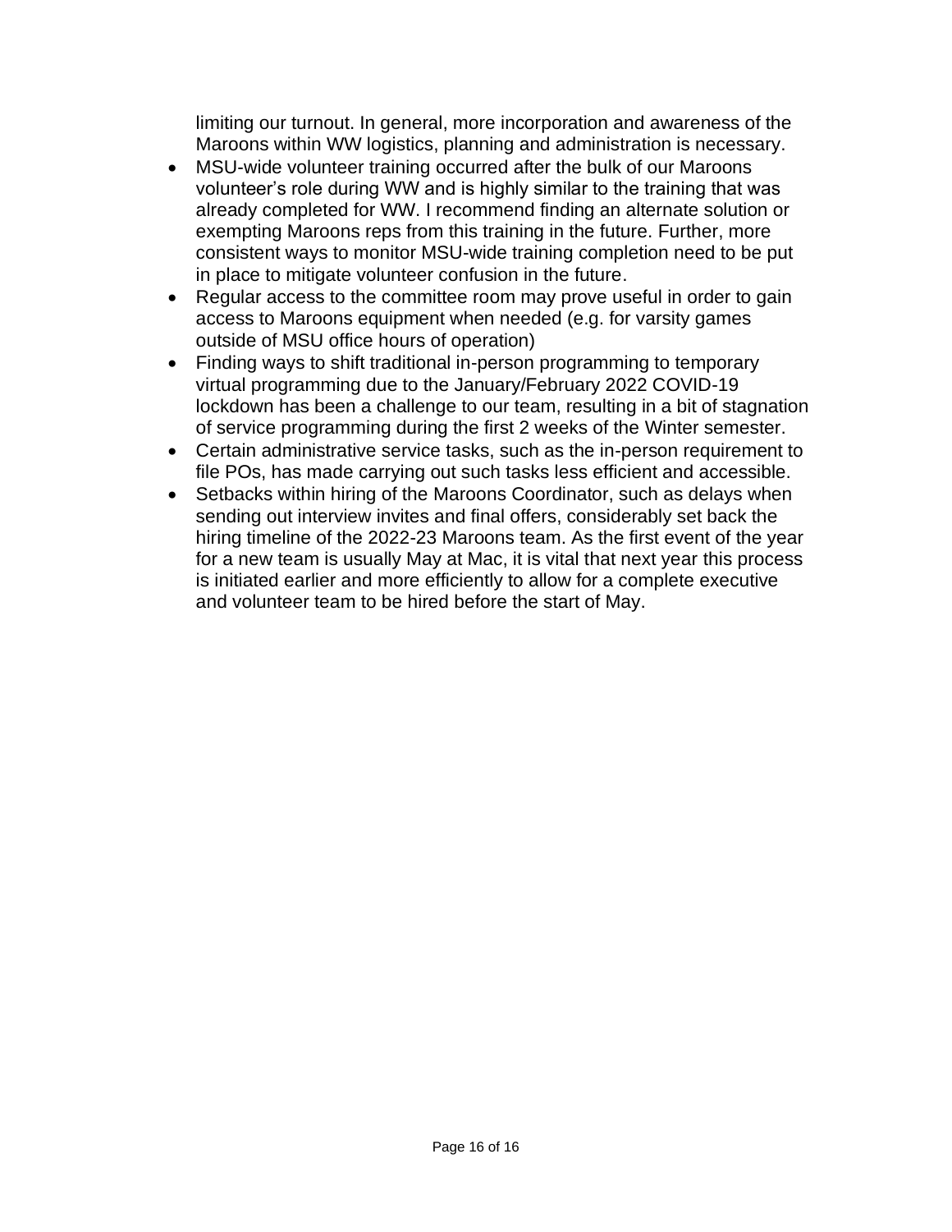limiting our turnout. In general, more incorporation and awareness of the Maroons within WW logistics, planning and administration is necessary.

- MSU-wide volunteer training occurred after the bulk of our Maroons volunteer's role during WW and is highly similar to the training that was already completed for WW. I recommend finding an alternate solution or exempting Maroons reps from this training in the future. Further, more consistent ways to monitor MSU-wide training completion need to be put in place to mitigate volunteer confusion in the future.
- Regular access to the committee room may prove useful in order to gain access to Maroons equipment when needed (e.g. for varsity games outside of MSU office hours of operation)
- Finding ways to shift traditional in-person programming to temporary virtual programming due to the January/February 2022 COVID-19 lockdown has been a challenge to our team, resulting in a bit of stagnation of service programming during the first 2 weeks of the Winter semester.
- Certain administrative service tasks, such as the in-person requirement to file POs, has made carrying out such tasks less efficient and accessible.
- Setbacks within hiring of the Maroons Coordinator, such as delays when sending out interview invites and final offers, considerably set back the hiring timeline of the 2022-23 Maroons team. As the first event of the year for a new team is usually May at Mac, it is vital that next year this process is initiated earlier and more efficiently to allow for a complete executive and volunteer team to be hired before the start of May.